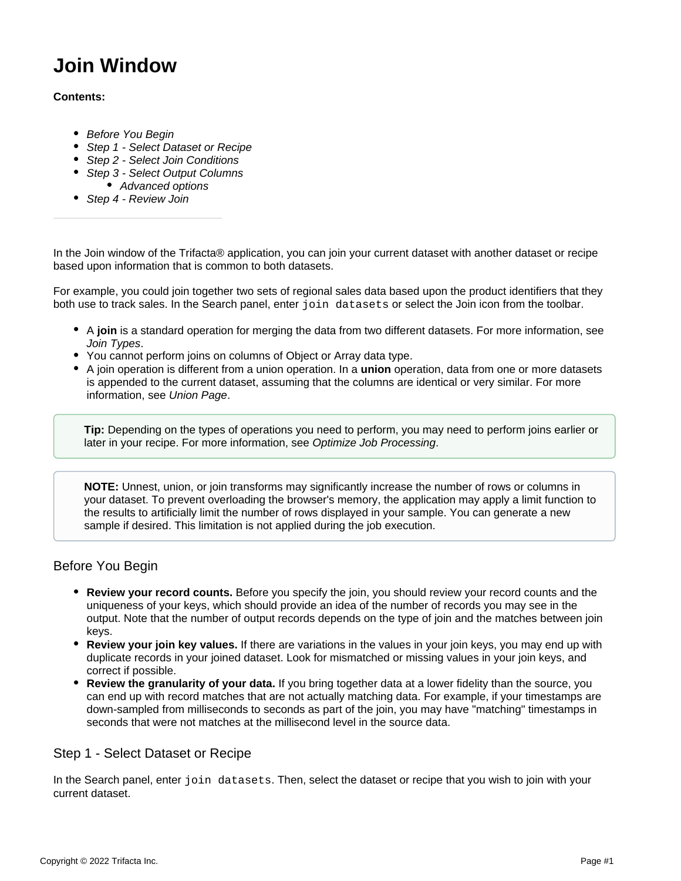# Join Window

**Contents:**

- *Before You Begin*
- *Step 1 - Select Dataset or Recipe*
- *Step 2 - Select Join Conditions*
- *Step 3 - Select Output Columns*
    - *Advanced options*
- *Step 4 - Review Join*

---

In the Join window of the Trifacta® application, you can join your current dataset with another dataset or recipe based upon information that is common to both datasets.

For example, you could join together two sets of regional sales data based upon the product identifiers that they both use to track sales. In the Search panel, enter `join datasets` or select the Join icon from the toolbar.

- A **join** is a standard operation for merging the data from two different datasets. For more information, see *Join Types*.
- You cannot perform joins on columns of Object or Array data type.
- A join operation is different from a union operation. In a **union** operation, data from one or more datasets is appended to the current dataset, assuming that the columns are identical or very similar. For more information, see *Union Page*.

> **Tip:** Depending on the types of operations you need to perform, you may need to perform joins earlier or later in your recipe. For more information, see *Optimize Job Processing*.

> **NOTE:** Unnest, union, or join transforms may significantly increase the number of rows or columns in your dataset. To prevent overloading the browser's memory, the application may apply a limit function to the results to artificially limit the number of rows displayed in your sample. You can generate a new sample if desired. This limitation is not applied during the job execution.

## Before You Begin

- **Review your record counts.** Before you specify the join, you should review your record counts and the uniqueness of your keys, which should provide an idea of the number of records you may see in the output. Note that the number of output records depends on the type of join and the matches between join keys.
- **Review your join key values.** If there are variations in the values in your join keys, you may end up with duplicate records in your joined dataset. Look for mismatched or missing values in your join keys, and correct if possible.
- **Review the granularity of your data.** If you bring together data at a lower fidelity than the source, you can end up with record matches that are not actually matching data. For example, if your timestamps are down-sampled from milliseconds to seconds as part of the join, you may have "matching" timestamps in seconds that were not matches at the millisecond level in the source data.

## Step 1 - Select Dataset or Recipe

In the Search panel, enter `join datasets`. Then, select the dataset or recipe that you wish to join with your current dataset.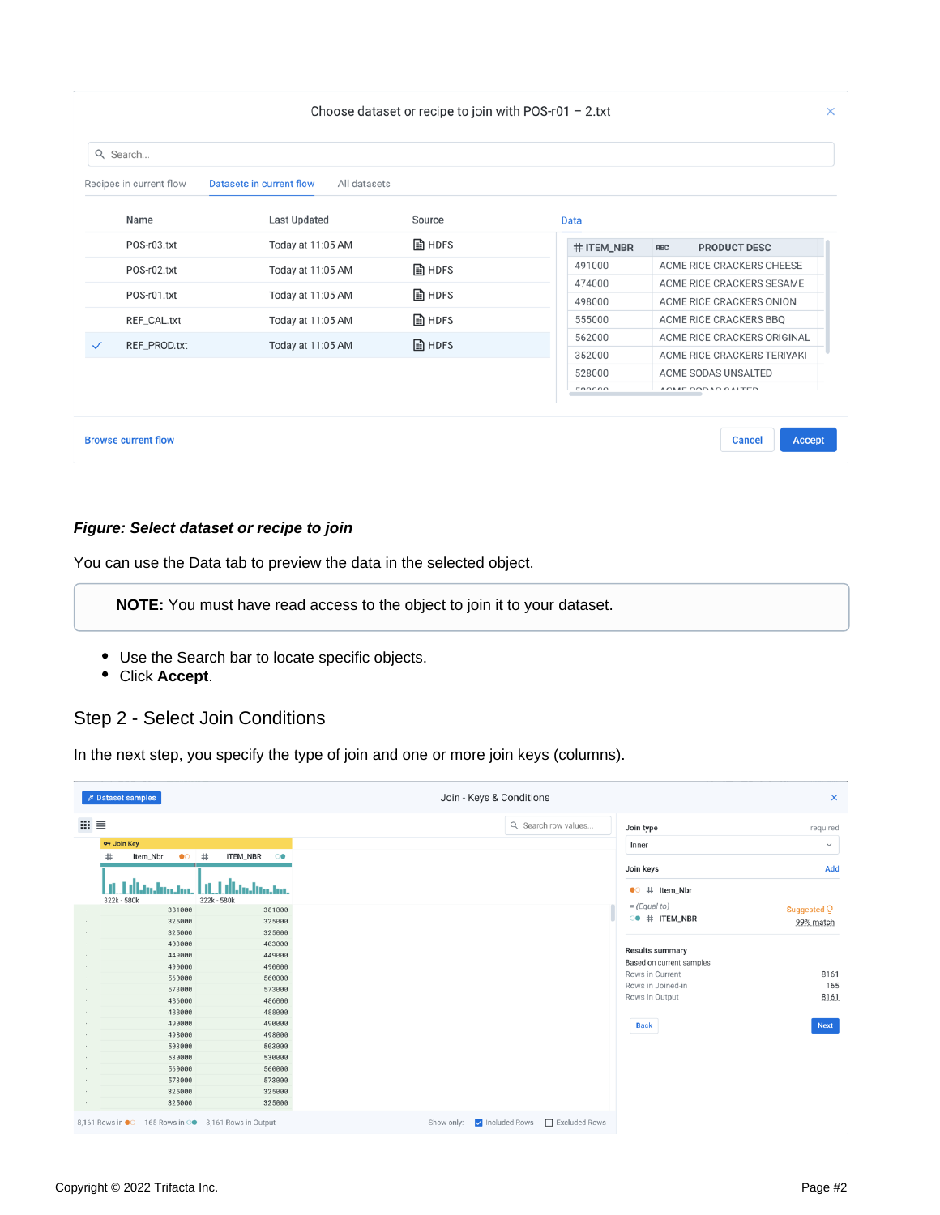*Figure: Select dataset or recipe to join*

You can use the Data tab to preview the data in the selected object.

> **NOTE:** You must have read access to the object to join it to your dataset.

- Use the Search bar to locate specific objects.
- Click **Accept**.

## Step 2 - Select Join Conditions

In the next step, you specify the type of join and one or more join keys (columns).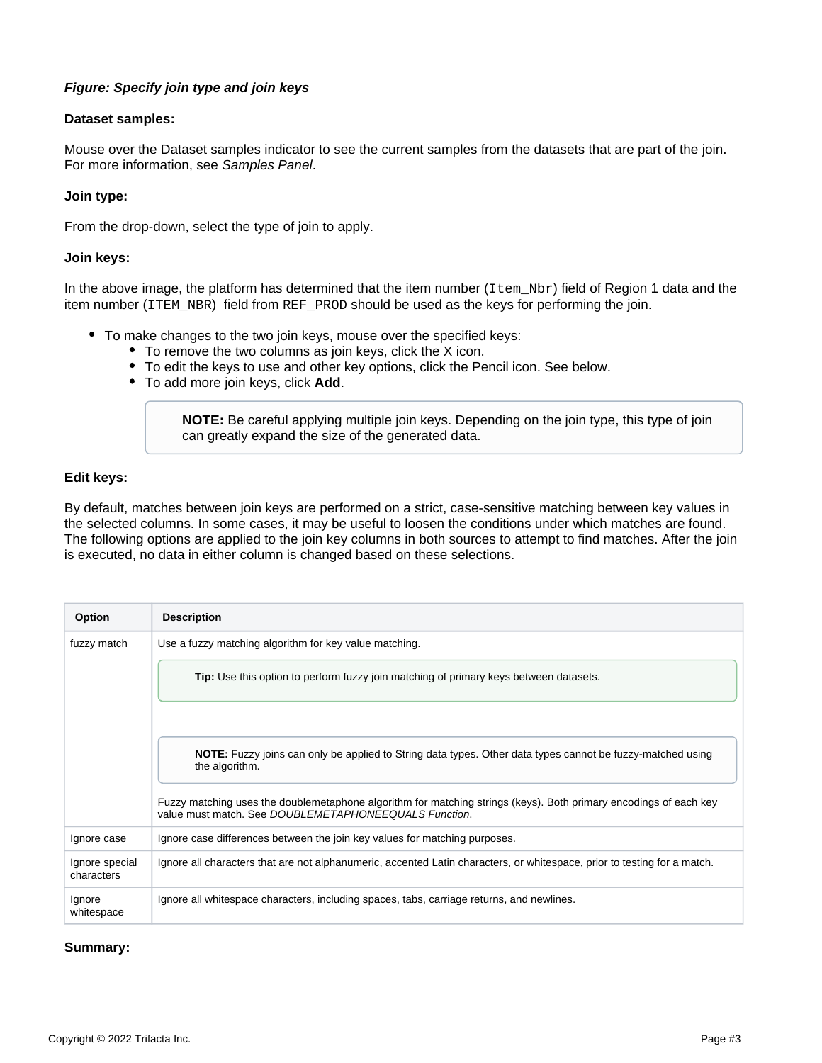***Figure: Specify join type and join keys***

**Dataset samples:**

Mouse over the Dataset samples indicator to see the current samples from the datasets that are part of the join. For more information, see *Samples Panel*.

**Join type:**

From the drop-down, select the type of join to apply.

**Join keys:**

In the above image, the platform has determined that the item number (`Item_Nbr`) field of Region 1 data and the item number (`ITEM_NBR`) field from `REF_PROD` should be used as the keys for performing the join.

- To make changes to the two join keys, mouse over the specified keys:
  - To remove the two columns as join keys, click the X icon.
  - To edit the keys to use and other key options, click the Pencil icon. See below.
  - To add more join keys, click **Add**.

> **NOTE:** Be careful applying multiple join keys. Depending on the join type, this type of join can greatly expand the size of the generated data.

**Edit keys:**

By default, matches between join keys are performed on a strict, case-sensitive matching between key values in the selected columns. In some cases, it may be useful to loosen the conditions under which matches are found. The following options are applied to the join key columns in both sources to attempt to find matches. After the join is executed, no data in either column is changed based on these selections.

| Option | Description |
| --- | --- |
| fuzzy match | Use a fuzzy matching algorithm for key value matching.<br><br>**Tip:** Use this option to perform fuzzy join matching of primary keys between datasets.<br><br>**NOTE:** Fuzzy joins can only be applied to String data types. Other data types cannot be fuzzy-matched using the algorithm.<br><br>Fuzzy matching uses the doublemetaphone algorithm for matching strings (keys). Both primary encodings of each key value must match. See *DOUBLEMETAPHONEEQUALS Function*. |
| Ignore case | Ignore case differences between the join key values for matching purposes. |
| Ignore special characters | Ignore all characters that are not alphanumeric, accented Latin characters, or whitespace, prior to testing for a match. |
| Ignore whitespace | Ignore all whitespace characters, including spaces, tabs, carriage returns, and newlines. |

**Summary:**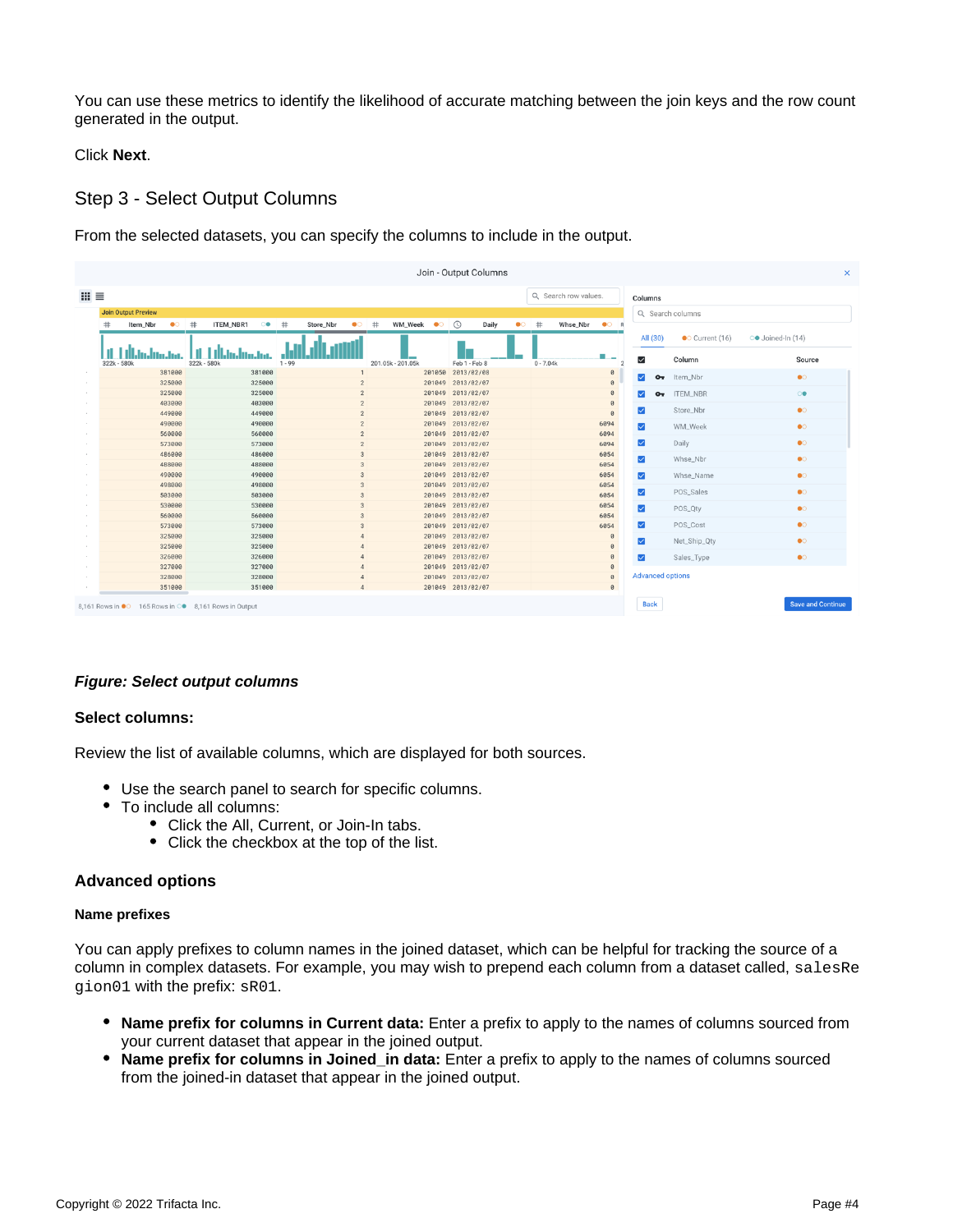You can use these metrics to identify the likelihood of accurate matching between the join keys and the row count generated in the output.

Click **Next**.

## Step 3 - Select Output Columns

From the selected datasets, you can specify the columns to include in the output.

*Figure: Select output columns*

#### Select columns:

Review the list of available columns, which are displayed for both sources.

- Use the search panel to search for specific columns.
- To include all columns:
  - Click the All, Current, or Join-In tabs.
  - Click the checkbox at the top of the list.

### Advanced options

#### Name prefixes

You can apply prefixes to column names in the joined dataset, which can be helpful for tracking the source of a column in complex datasets. For example, you may wish to prepend each column from a dataset called, `salesRegion01` with the prefix: `sR01`.

- **Name prefix for columns in Current data:** Enter a prefix to apply to the names of columns sourced from your current dataset that appear in the joined output.
- **Name prefix for columns in Joined_in data:** Enter a prefix to apply to the names of columns sourced from the joined-in dataset that appear in the joined output.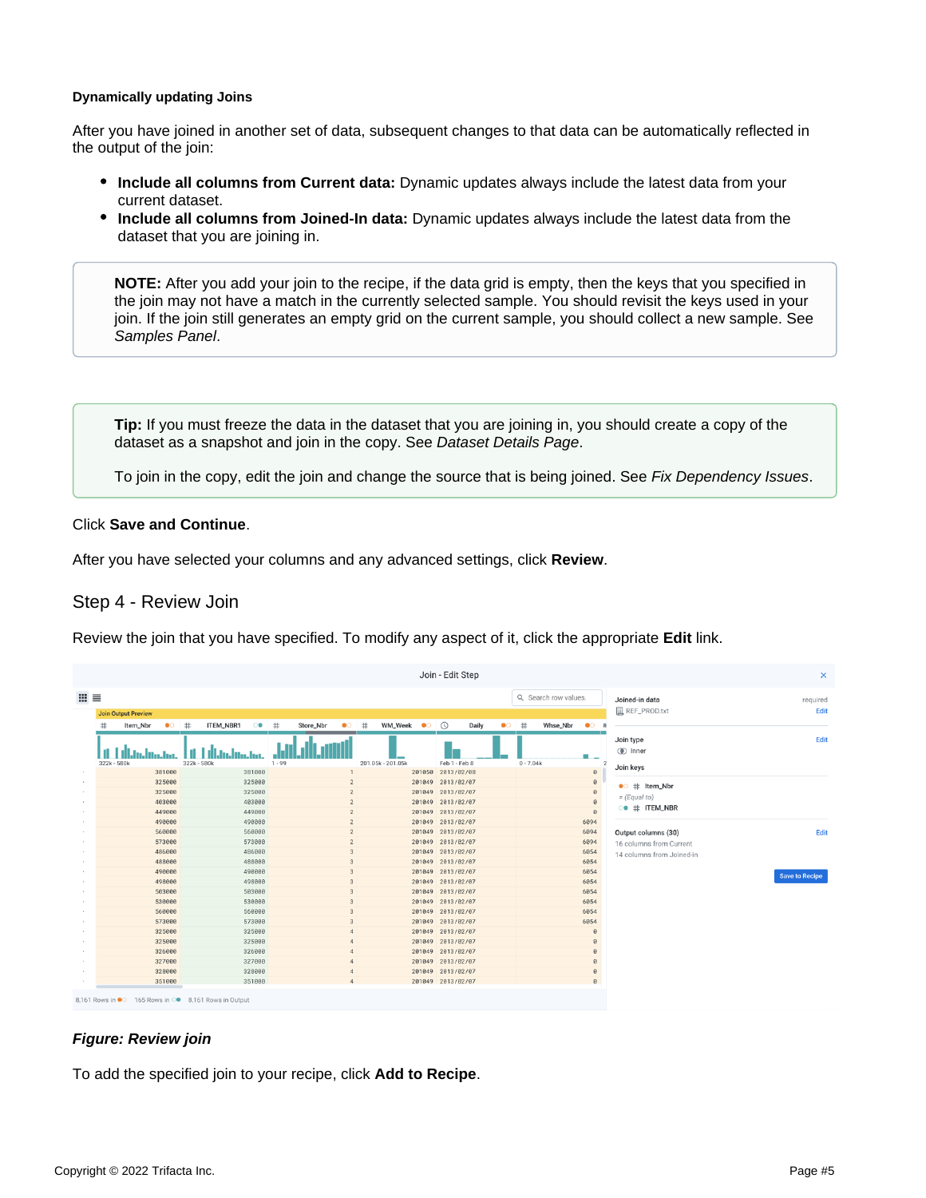**Dynamically updating Joins**

After you have joined in another set of data, subsequent changes to that data can be automatically reflected in the output of the join:

- **Include all columns from Current data:** Dynamic updates always include the latest data from your current dataset.
- **Include all columns from Joined-In data:** Dynamic updates always include the latest data from the dataset that you are joining in.

> **NOTE:** After you add your join to the recipe, if the data grid is empty, then the keys that you specified in the join may not have a match in the currently selected sample. You should revisit the keys used in your join. If the join still generates an empty grid on the current sample, you should collect a new sample. See *Samples Panel*.

> **Tip:** If you must freeze the data in the dataset that you are joining in, you should create a copy of the dataset as a snapshot and join in the copy. See *Dataset Details Page*.
>
> To join in the copy, edit the join and change the source that is being joined. See *Fix Dependency Issues*.

Click **Save and Continue**.

After you have selected your columns and any advanced settings, click **Review**.

## Step 4 - Review Join

Review the join that you have specified. To modify any aspect of it, click the appropriate **Edit** link.

***Figure: Review join***

To add the specified join to your recipe, click **Add to Recipe**.